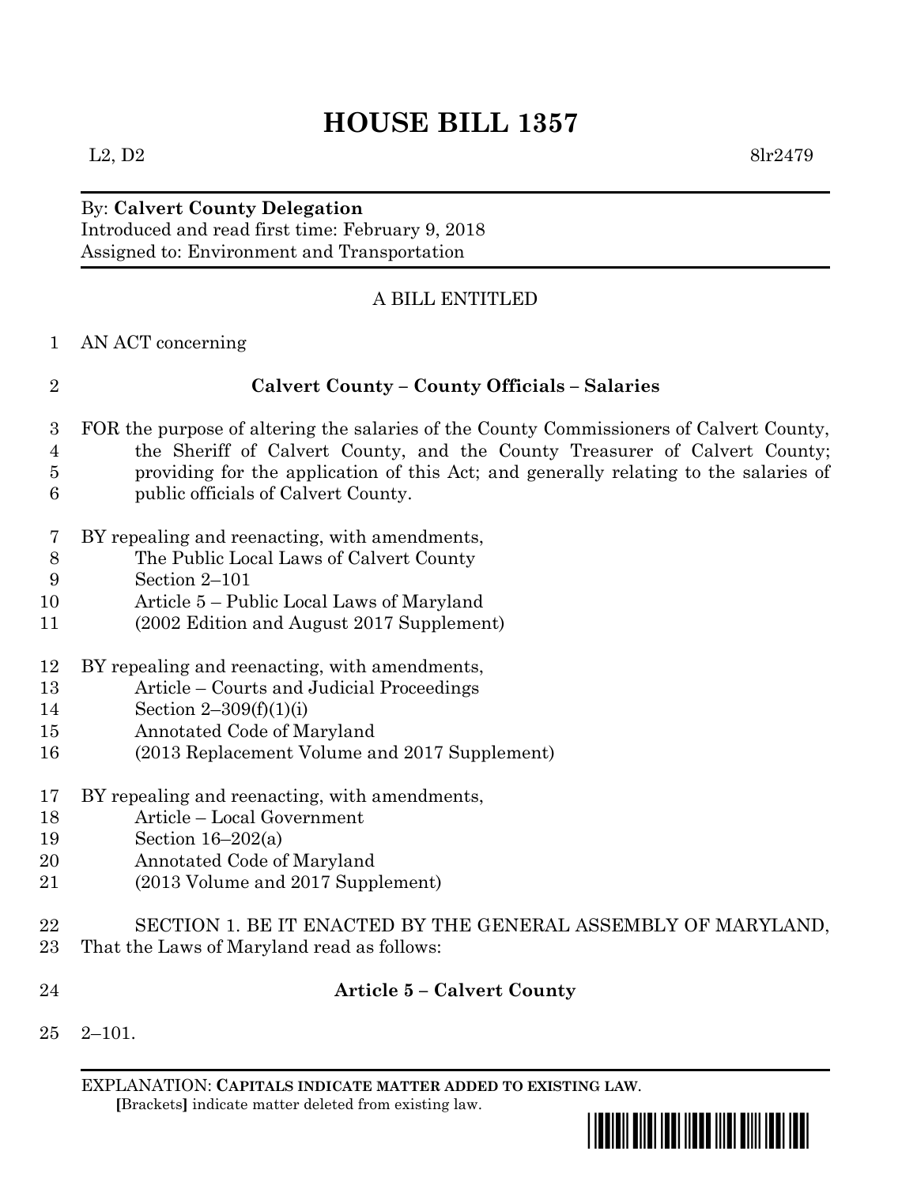# HOUSE BILL 1357

L2, D2 8lr2479

By: **Calvert County Delegation**
Introduced and read first time: February 9, 2018
Assigned to: Environment and Transportation

A BILL ENTITLED

1 AN ACT concerning

2 **Calvert County – County Officials – Salaries**

3 FOR the purpose of altering the salaries of the County Commissioners of Calvert County,
4 the Sheriff of Calvert County, and the County Treasurer of Calvert County;
5 providing for the application of this Act; and generally relating to the salaries of
6 public officials of Calvert County.

7 BY repealing and reenacting, with amendments,
8 The Public Local Laws of Calvert County
9 Section 2–101
10 Article 5 – Public Local Laws of Maryland
11 (2002 Edition and August 2017 Supplement)

12 BY repealing and reenacting, with amendments,
13 Article – Courts and Judicial Proceedings
14 Section 2–309(f)(1)(i)
15 Annotated Code of Maryland
16 (2013 Replacement Volume and 2017 Supplement)

17 BY repealing and reenacting, with amendments,
18 Article – Local Government
19 Section 16–202(a)
20 Annotated Code of Maryland
21 (2013 Volume and 2017 Supplement)

22 SECTION 1. BE IT ENACTED BY THE GENERAL ASSEMBLY OF MARYLAND,
23 That the Laws of Maryland read as follows:

24 **Article 5 – Calvert County**

25 2–101.

EXPLANATION: **CAPITALS INDICATE MATTER ADDED TO EXISTING LAW**.
**[**Brackets**]** indicate matter deleted from existing law.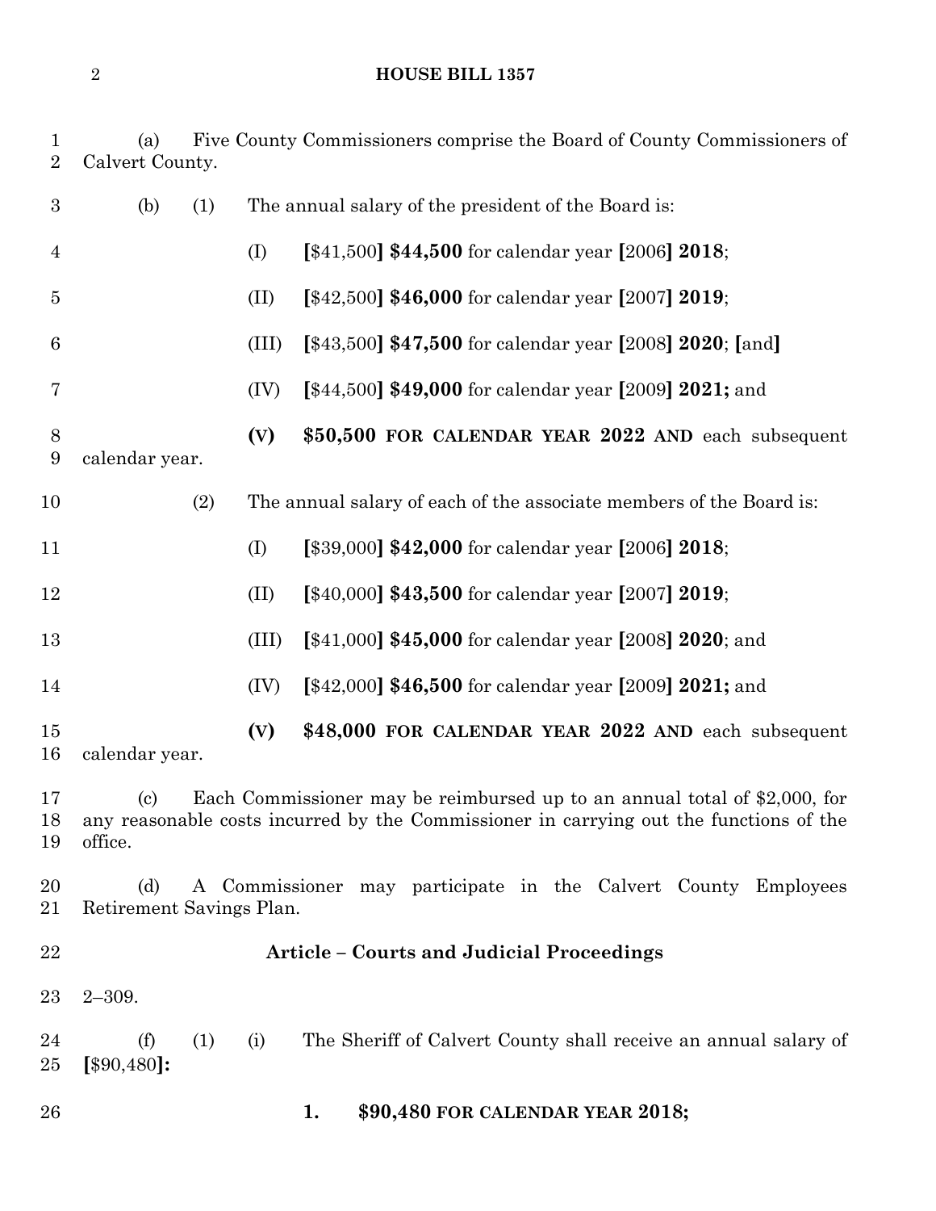(a) Five County Commissioners comprise the Board of County Commissioners of Calvert County.

(b) (1) The annual salary of the president of the Board is:

(I) [$41,500] **$44,500** for calendar year [2006] **2018**;

(II) [$42,500] **$46,000** for calendar year [2007] **2019**;

(III) [$43,500] **$47,500** for calendar year [2008] **2020**; [and]

(IV) [$44,500] **$49,000** for calendar year [2009] **2021;** and

**(V) $50,500 FOR CALENDAR YEAR 2022 AND** each subsequent calendar year.

(2) The annual salary of each of the associate members of the Board is:

(I) [$39,000] **$42,000** for calendar year [2006] **2018**;

(II) [$40,000] **$43,500** for calendar year [2007] **2019**;

(III) [$41,000] **$45,000** for calendar year [2008] **2020**; and

(IV) [$42,000] **$46,500** for calendar year [2009] **2021;** and

**(V) $48,000 FOR CALENDAR YEAR 2022 AND** each subsequent calendar year.

(c) Each Commissioner may be reimbursed up to an annual total of $2,000, for any reasonable costs incurred by the Commissioner in carrying out the functions of the office.

(d) A Commissioner may participate in the Calvert County Employees Retirement Savings Plan.

## Article – Courts and Judicial Proceedings

2–309.

(f) (1) (i) The Sheriff of Calvert County shall receive an annual salary of [$90,480]**:**

**1. $90,480 FOR CALENDAR YEAR 2018;**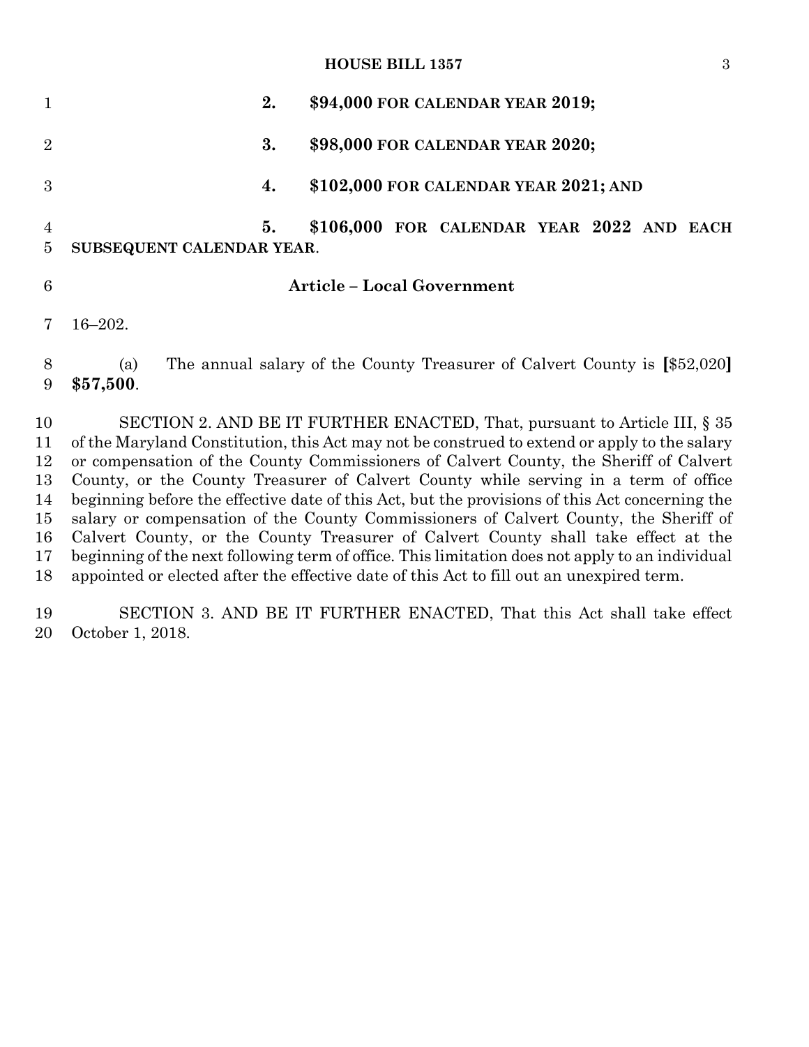2. **$94,000 FOR CALENDAR YEAR 2019;**

3. **$98,000 FOR CALENDAR YEAR 2020;**

4. **$102,000 FOR CALENDAR YEAR 2021; AND**

5. **$106,000 FOR CALENDAR YEAR 2022 AND EACH SUBSEQUENT CALENDAR YEAR**.

**Article – Local Government**

16–202.

(a) The annual salary of the County Treasurer of Calvert County is **[**$52,020**]** **$57,500**.

SECTION 2. AND BE IT FURTHER ENACTED, That, pursuant to Article III, § 35 of the Maryland Constitution, this Act may not be construed to extend or apply to the salary or compensation of the County Commissioners of Calvert County, the Sheriff of Calvert County, or the County Treasurer of Calvert County while serving in a term of office beginning before the effective date of this Act, but the provisions of this Act concerning the salary or compensation of the County Commissioners of Calvert County, the Sheriff of Calvert County, or the County Treasurer of Calvert County shall take effect at the beginning of the next following term of office. This limitation does not apply to an individual appointed or elected after the effective date of this Act to fill out an unexpired term.

SECTION 3. AND BE IT FURTHER ENACTED, That this Act shall take effect October 1, 2018.